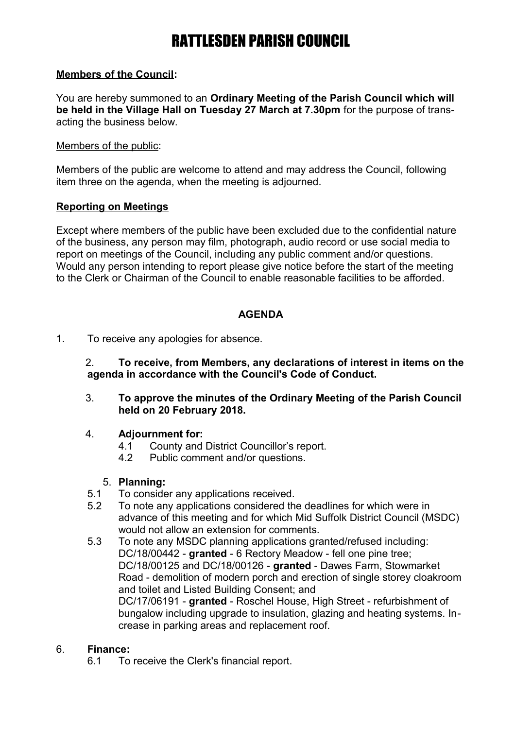# RATTLESDEN PARISH COUNCIL

**Members of the Council:**

You are hereby summoned to an **Ordinary Meeting of the Parish Council which will be held in the Village Hall on Tuesday 27 March at 7.30pm** for the purpose of transacting the business below.

Members of the public:

Members of the public are welcome to attend and may address the Council, following item three on the agenda, when the meeting is adjourned.

**Reporting on Meetings**

Except where members of the public have been excluded due to the confidential nature of the business, any person may film, photograph, audio record or use social media to report on meetings of the Council, including any public comment and/or questions. Would any person intending to report please give notice before the start of the meeting to the Clerk or Chairman of the Council to enable reasonable facilities to be afforded.

**AGENDA**

1. To receive any apologies for absence.

2. **To receive, from Members, any declarations of interest in items on the agenda in accordance with the Council's Code of Conduct.**

3. **To approve the minutes of the Ordinary Meeting of the Parish Council held on 20 February 2018.**

4. **Adjournment for:**
   - 4.1 County and District Councillor's report.
   - 4.2 Public comment and/or questions.

5. **Planning:**
   - 5.1 To consider any applications received.
   - 5.2 To note any applications considered the deadlines for which were in advance of this meeting and for which Mid Suffolk District Council (MSDC) would not allow an extension for comments.
   - 5.3 To note any MSDC planning applications granted/refused including:
     DC/18/00442 - **granted** - 6 Rectory Meadow - fell one pine tree;
     DC/18/00125 and DC/18/00126 - **granted** - Dawes Farm, Stowmarket Road - demolition of modern porch and erection of single storey cloakroom and toilet and Listed Building Consent; and
     DC/17/06191 - **granted** - Roschel House, High Street - refurbishment of bungalow including upgrade to insulation, glazing and heating systems. Increase in parking areas and replacement roof.

6. **Finance:**
   - 6.1 To receive the Clerk's financial report.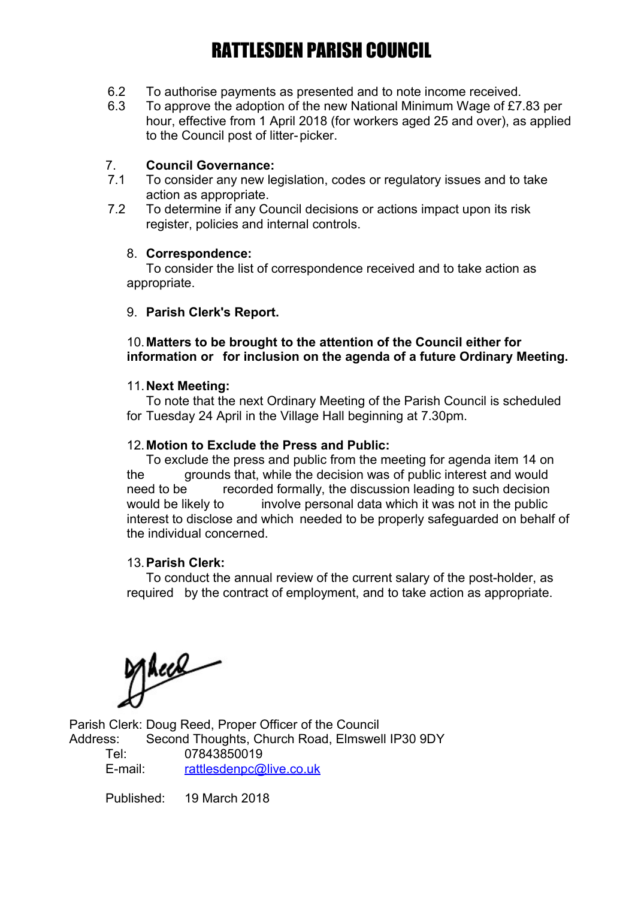# RATTLESDEN PARISH COUNCIL

6.2 To authorise payments as presented and to note income received.

6.3 To approve the adoption of the new National Minimum Wage of £7.83 per hour, effective from 1 April 2018 (for workers aged 25 and over), as applied to the Council post of litter-picker.

7. **Council Governance:**

7.1 To consider any new legislation, codes or regulatory issues and to take action as appropriate.

7.2 To determine if any Council decisions or actions impact upon its risk register, policies and internal controls.

8. **Correspondence:**
To consider the list of correspondence received and to take action as appropriate.

9. **Parish Clerk's Report.**

10. **Matters to be brought to the attention of the Council either for information or for inclusion on the agenda of a future Ordinary Meeting.**

11. **Next Meeting:**
To note that the next Ordinary Meeting of the Parish Council is scheduled for Tuesday 24 April in the Village Hall beginning at 7.30pm.

12. **Motion to Exclude the Press and Public:**
To exclude the press and public from the meeting for agenda item 14 on the grounds that, while the decision was of public interest and would need to be recorded formally, the discussion leading to such decision would be likely to involve personal data which it was not in the public interest to disclose and which needed to be properly safeguarded on behalf of the individual concerned.

13. **Parish Clerk:**
To conduct the annual review of the current salary of the post-holder, as required by the contract of employment, and to take action as appropriate.

Parish Clerk: Doug Reed, Proper Officer of the Council
Address: Second Thoughts, Church Road, Elmswell IP30 9DY
Tel: 07843850019
E-mail: rattlesdenpc@live.co.uk

Published: 19 March 2018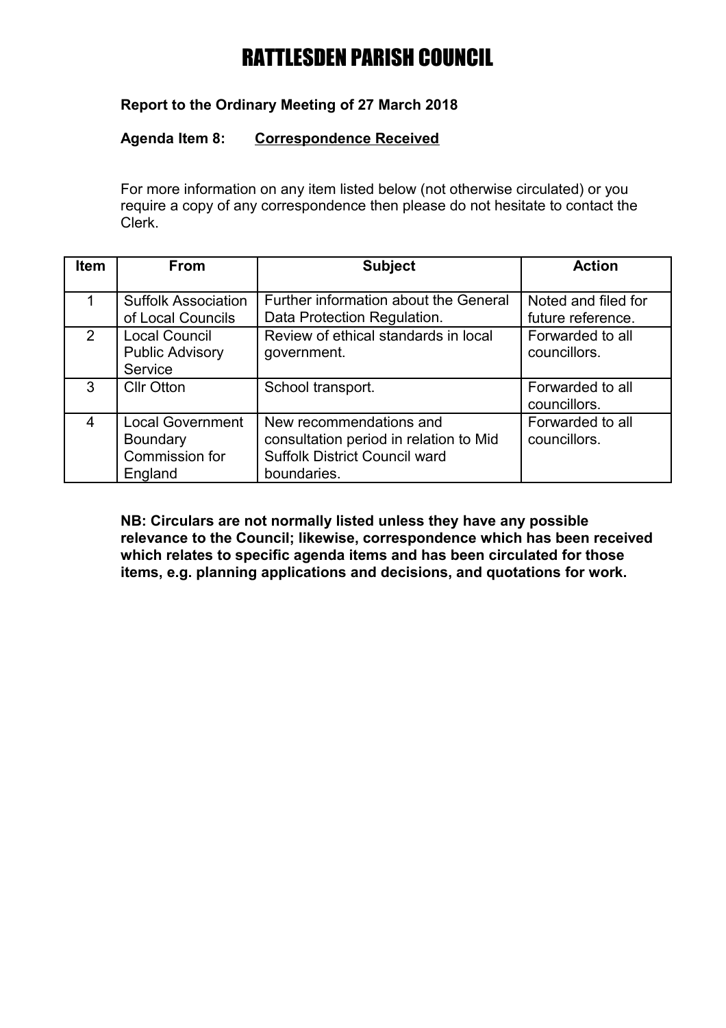# RATTLESDEN PARISH COUNCIL

**Report to the Ordinary Meeting of 27 March 2018**

**Agenda Item 8:** **Correspondence Received**

For more information on any item listed below (not otherwise circulated) or you require a copy of any correspondence then please do not hesitate to contact the Clerk.

| Item | From | Subject | Action |
|---|---|---|---|
| 1 | Suffolk Association of Local Councils | Further information about the General Data Protection Regulation. | Noted and filed for future reference. |
| 2 | Local Council Public Advisory Service | Review of ethical standards in local government. | Forwarded to all councillors. |
| 3 | Cllr Otton | School transport. | Forwarded to all councillors. |
| 4 | Local Government Boundary Commission for England | New recommendations and consultation period in relation to Mid Suffolk District Council ward boundaries. | Forwarded to all councillors. |

**NB: Circulars are not normally listed unless they have any possible relevance to the Council; likewise, correspondence which has been received which relates to specific agenda items and has been circulated for those items, e.g. planning applications and decisions, and quotations for work.**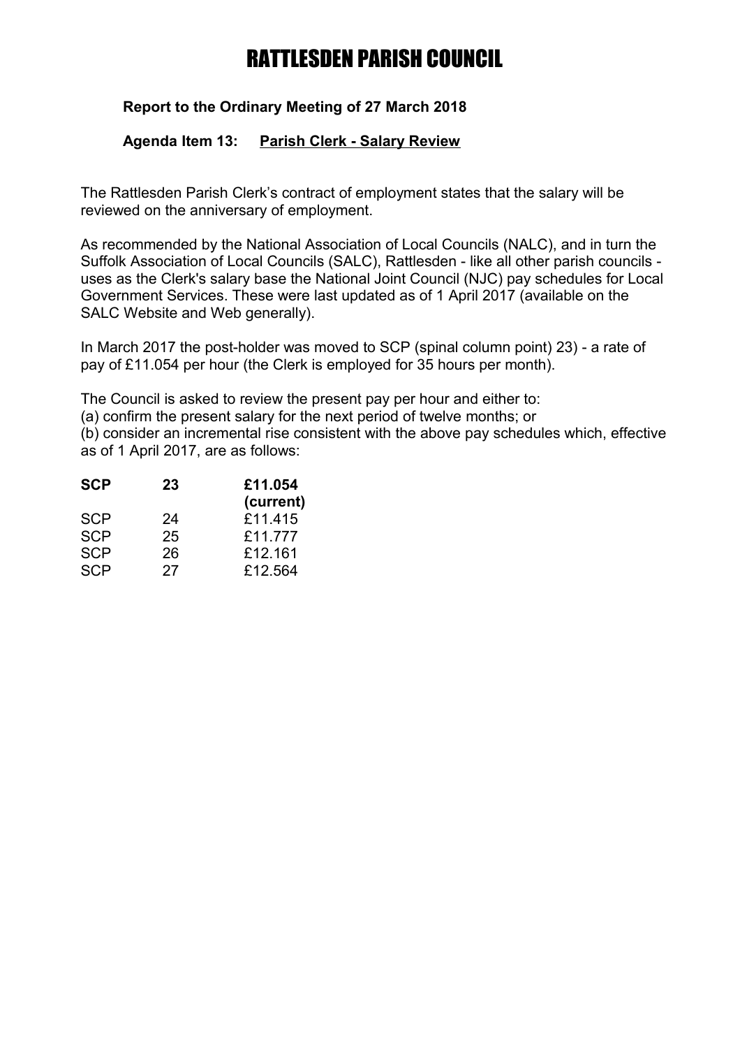# RATTLESDEN PARISH COUNCIL

**Report to the Ordinary Meeting of 27 March 2018**

**Agenda Item 13: Parish Clerk - Salary Review**

The Rattlesden Parish Clerk's contract of employment states that the salary will be reviewed on the anniversary of employment.

As recommended by the National Association of Local Councils (NALC), and in turn the Suffolk Association of Local Councils (SALC), Rattlesden - like all other parish councils - uses as the Clerk's salary base the National Joint Council (NJC) pay schedules for Local Government Services. These were last updated as of 1 April 2017 (available on the SALC Website and Web generally).

In March 2017 the post-holder was moved to SCP (spinal column point) 23) - a rate of pay of £11.054 per hour (the Clerk is employed for 35 hours per month).

The Council is asked to review the present pay per hour and either to:
(a) confirm the present salary for the next period of twelve months; or
(b) consider an incremental rise consistent with the above pay schedules which, effective as of 1 April 2017, are as follows:

| | | |
|---|---|---|
| **SCP** | **23** | **£11.054 (current)** |
| SCP | 24 | £11.415 |
| SCP | 25 | £11.777 |
| SCP | 26 | £12.161 |
| SCP | 27 | £12.564 |